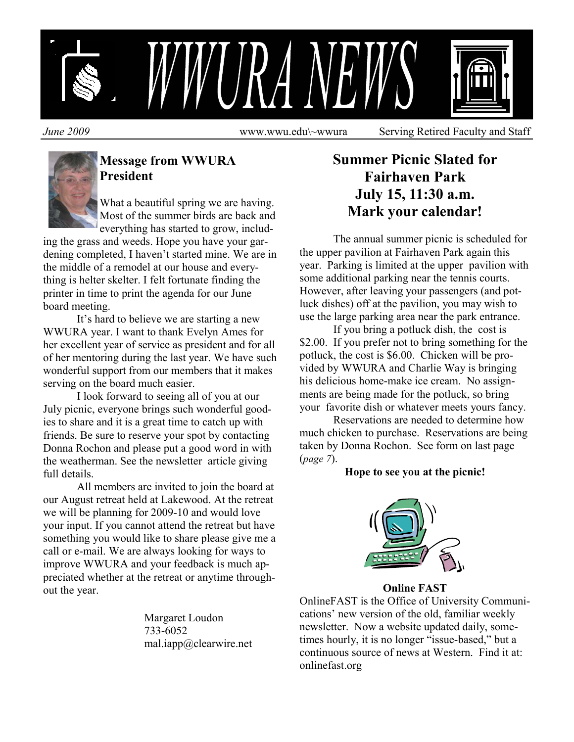# WWURA NEWS

*June 2009* www.wwu.edu\~wwura Serving Retired Faculty and Staff

## Message from WWURA President

What a beautiful spring we are having. Most of the summer birds are back and everything has started to grow, including the grass and weeds. Hope you have your gardening completed, I haven't started mine. We are in the middle of a remodel at our house and everything is helter skelter. I felt fortunate finding the printer in time to print the agenda for our June board meeting.

It's hard to believe we are starting a new WWURA year. I want to thank Evelyn Ames for her excellent year of service as president and for all of her mentoring during the last year. We have such wonderful support from our members that it makes serving on the board much easier.

I look forward to seeing all of you at our July picnic, everyone brings such wonderful goodies to share and it is a great time to catch up with friends. Be sure to reserve your spot by contacting Donna Rochon and please put a good word in with the weatherman. See the newsletter article giving full details.

All members are invited to join the board at our August retreat held at Lakewood. At the retreat we will be planning for 2009-10 and would love your input. If you cannot attend the retreat but have something you would like to share please give me a call or e-mail. We are always looking for ways to improve WWURA and your feedback is much appreciated whether at the retreat or anytime throughout the year.

Margaret Loudon
733-6052
mal.iapp@clearwire.net

## Summer Picnic Slated for Fairhaven Park July 15, 11:30 a.m. Mark your calendar!

The annual summer picnic is scheduled for the upper pavilion at Fairhaven Park again this year. Parking is limited at the upper pavilion with some additional parking near the tennis courts. However, after leaving your passengers (and potluck dishes) off at the pavilion, you may wish to use the large parking area near the park entrance.

If you bring a potluck dish, the cost is \$2.00. If you prefer not to bring something for the potluck, the cost is \$6.00. Chicken will be provided by WWURA and Charlie Way is bringing his delicious home-make ice cream. No assignments are being made for the potluck, so bring your favorite dish or whatever meets yours fancy.

Reservations are needed to determine how much chicken to purchase. Reservations are being taken by Donna Rochon. See form on last page (*page 7*).

**Hope to see you at the picnic!**

**Online FAST**

OnlineFAST is the Office of University Communications' new version of the old, familiar weekly newsletter. Now a website updated daily, sometimes hourly, it is no longer "issue-based," but a continuous source of news at Western. Find it at: onlinefast.org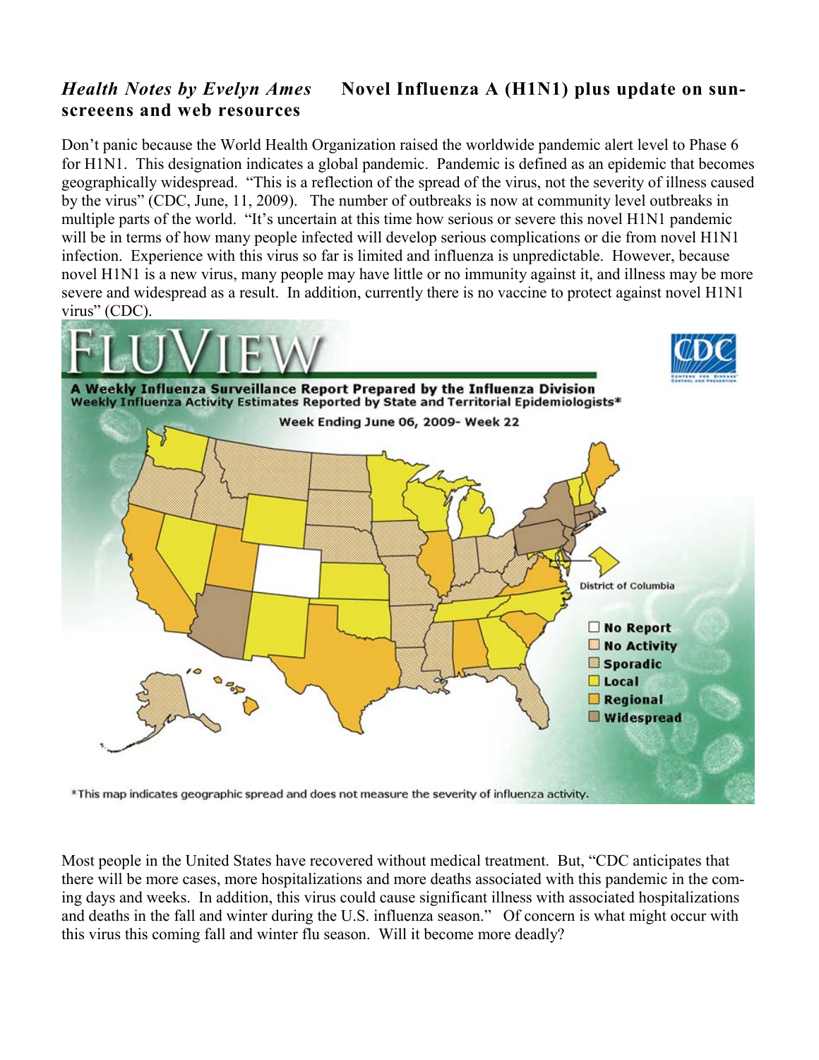## *Health Notes by Evelyn Ames* **Novel Influenza A (H1N1) plus update on sunscreeens and web resources**

Don't panic because the World Health Organization raised the worldwide pandemic alert level to Phase 6 for H1N1. This designation indicates a global pandemic. Pandemic is defined as an epidemic that becomes geographically widespread. "This is a reflection of the spread of the virus, not the severity of illness caused by the virus" (CDC, June, 11, 2009). The number of outbreaks is now at community level outbreaks in multiple parts of the world. "It's uncertain at this time how serious or severe this novel H1N1 pandemic will be in terms of how many people infected will develop serious complications or die from novel H1N1 infection. Experience with this virus so far is limited and influenza is unpredictable. However, because novel H1N1 is a new virus, many people may have little or no immunity against it, and illness may be more severe and widespread as a result. In addition, currently there is no vaccine to protect against novel H1N1 virus" (CDC).

Most people in the United States have recovered without medical treatment. But, "CDC anticipates that there will be more cases, more hospitalizations and more deaths associated with this pandemic in the coming days and weeks. In addition, this virus could cause significant illness with associated hospitalizations and deaths in the fall and winter during the U.S. influenza season." Of concern is what might occur with this virus this coming fall and winter flu season. Will it become more deadly?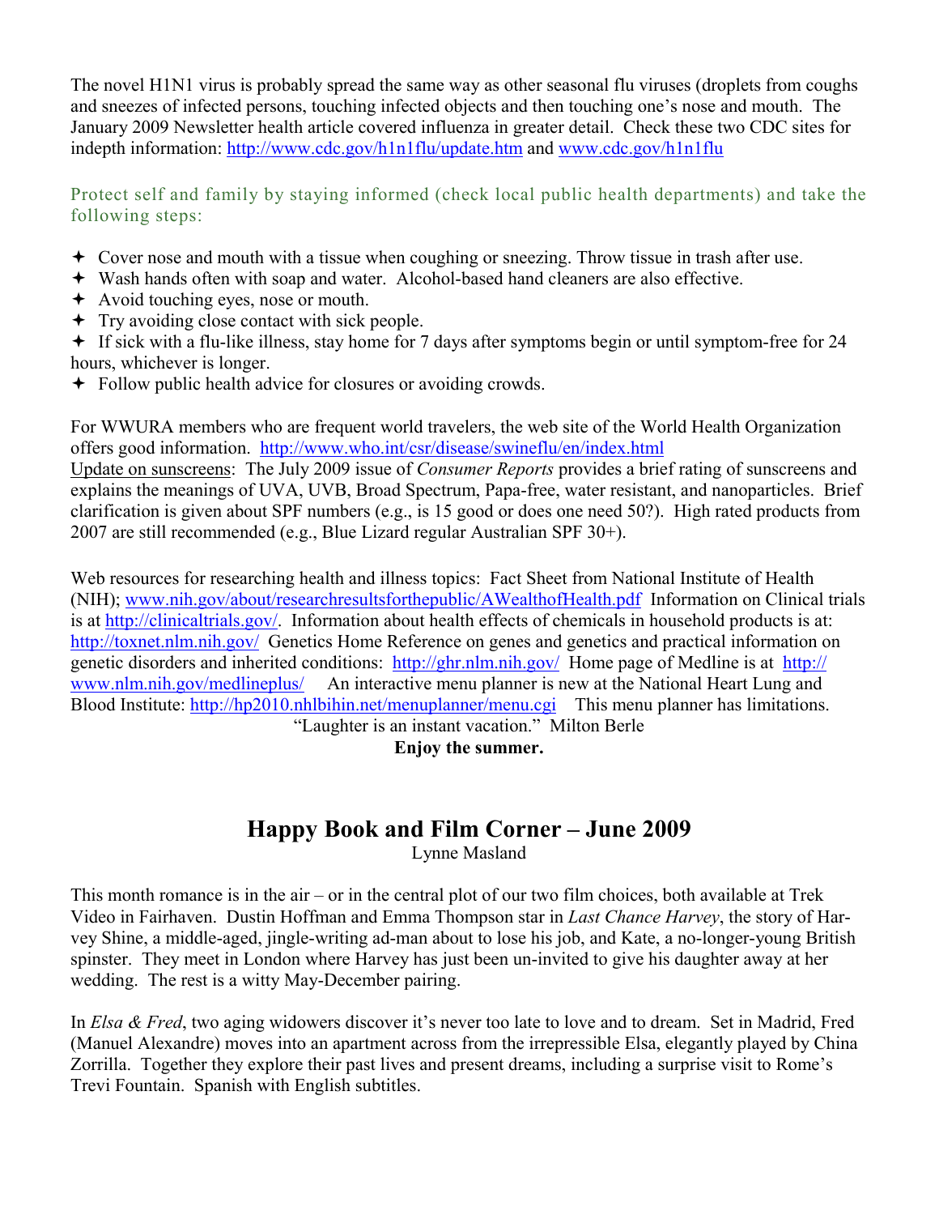The novel H1N1 virus is probably spread the same way as other seasonal flu viruses (droplets from coughs and sneezes of infected persons, touching infected objects and then touching one's nose and mouth. The January 2009 Newsletter health article covered influenza in greater detail. Check these two CDC sites for indepth information: http://www.cdc.gov/h1n1flu/update.htm and www.cdc.gov/h1n1flu

Protect self and family by staying informed (check local public health departments) and take the following steps:

- Cover nose and mouth with a tissue when coughing or sneezing. Throw tissue in trash after use.
- Wash hands often with soap and water. Alcohol-based hand cleaners are also effective.
- Avoid touching eyes, nose or mouth.
- Try avoiding close contact with sick people.
- If sick with a flu-like illness, stay home for 7 days after symptoms begin or until symptom-free for 24 hours, whichever is longer.
- Follow public health advice for closures or avoiding crowds.

For WWURA members who are frequent world travelers, the web site of the World Health Organization offers good information. http://www.who.int/csr/disease/swineflu/en/index.html

Update on sunscreens: The July 2009 issue of *Consumer Reports* provides a brief rating of sunscreens and explains the meanings of UVA, UVB, Broad Spectrum, Papa-free, water resistant, and nanoparticles. Brief clarification is given about SPF numbers (e.g., is 15 good or does one need 50?). High rated products from 2007 are still recommended (e.g., Blue Lizard regular Australian SPF 30+).

Web resources for researching health and illness topics: Fact Sheet from National Institute of Health (NIH); www.nih.gov/about/researchresultsforthepublic/AWealthofHealth.pdf Information on Clinical trials is at http://clinicaltrials.gov/. Information about health effects of chemicals in household products is at: http://toxnet.nlm.nih.gov/ Genetics Home Reference on genes and genetics and practical information on genetic disorders and inherited conditions: http://ghr.nlm.nih.gov/ Home page of Medline is at http://www.nlm.nih.gov/medlineplus/ An interactive menu planner is new at the National Heart Lung and Blood Institute: http://hp2010.nhlbihin.net/menuplanner/menu.cgi This menu planner has limitations.

"Laughter is an instant vacation." Milton Berle

**Enjoy the summer.**

## Happy Book and Film Corner – June 2009

Lynne Masland

This month romance is in the air – or in the central plot of our two film choices, both available at Trek Video in Fairhaven. Dustin Hoffman and Emma Thompson star in *Last Chance Harvey*, the story of Harvey Shine, a middle-aged, jingle-writing ad-man about to lose his job, and Kate, a no-longer-young British spinster. They meet in London where Harvey has just been un-invited to give his daughter away at her wedding. The rest is a witty May-December pairing.

In *Elsa & Fred*, two aging widowers discover it's never too late to love and to dream. Set in Madrid, Fred (Manuel Alexandre) moves into an apartment across from the irrepressible Elsa, elegantly played by China Zorrilla. Together they explore their past lives and present dreams, including a surprise visit to Rome's Trevi Fountain. Spanish with English subtitles.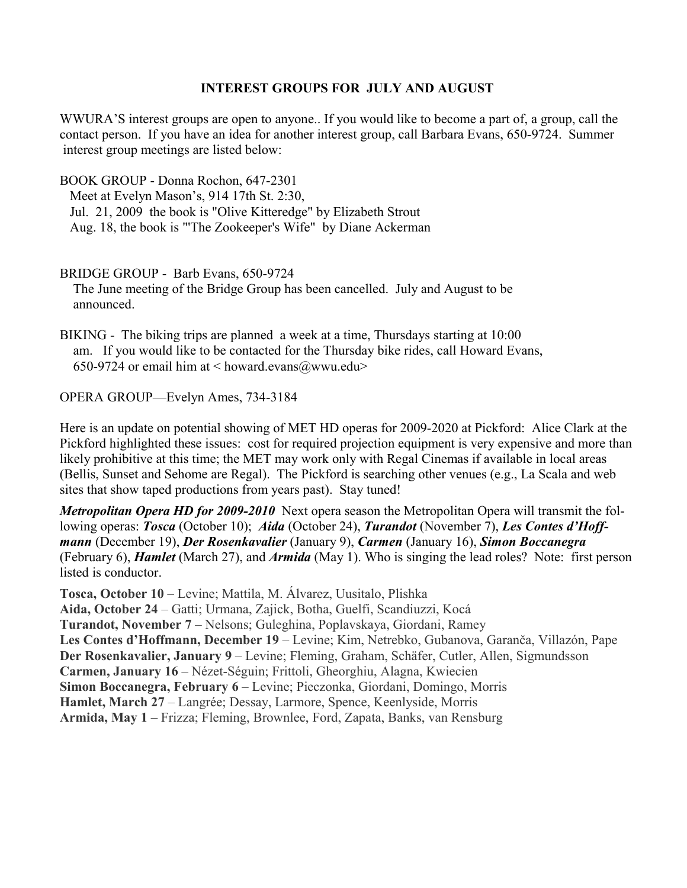## INTEREST GROUPS FOR JULY AND AUGUST

WWURA'S interest groups are open to anyone.. If you would like to become a part of, a group, call the contact person. If you have an idea for another interest group, call Barbara Evans, 650-9724. Summer interest group meetings are listed below:

BOOK GROUP - Donna Rochon, 647-2301
Meet at Evelyn Mason's, 914 17th St. 2:30,
Jul. 21, 2009 the book is "Olive Kitteredge" by Elizabeth Strout
Aug. 18, the book is "'The Zookeeper's Wife" by Diane Ackerman

BRIDGE GROUP - Barb Evans, 650-9724
The June meeting of the Bridge Group has been cancelled. July and August to be announced.

BIKING - The biking trips are planned a week at a time, Thursdays starting at 10:00 am. If you would like to be contacted for the Thursday bike rides, call Howard Evans, 650-9724 or email him at < howard.evans@wwu.edu>

OPERA GROUP—Evelyn Ames, 734-3184

Here is an update on potential showing of MET HD operas for 2009-2020 at Pickford: Alice Clark at the Pickford highlighted these issues: cost for required projection equipment is very expensive and more than likely prohibitive at this time; the MET may work only with Regal Cinemas if available in local areas (Bellis, Sunset and Sehome are Regal). The Pickford is searching other venues (e.g., La Scala and web sites that show taped productions from years past). Stay tuned!

***Metropolitan Opera HD for 2009-2010*** Next opera season the Metropolitan Opera will transmit the following operas: ***Tosca*** (October 10); ***Aida*** (October 24), ***Turandot*** (November 7), ***Les Contes d'Hoffmann*** (December 19), ***Der Rosenkavalier*** (January 9), ***Carmen*** (January 16), ***Simon Boccanegra*** (February 6), ***Hamlet*** (March 27), and ***Armida*** (May 1). Who is singing the lead roles? Note: first person listed is conductor.

**Tosca, October 10** – Levine; Mattila, M. Álvarez, Uusitalo, Plishka
**Aida, October 24** – Gatti; Urmana, Zajick, Botha, Guelfi, Scandiuzzi, Kocá
**Turandot, November 7** – Nelsons; Guleghina, Poplavskaya, Giordani, Ramey
**Les Contes d'Hoffmann, December 19** – Levine; Kim, Netrebko, Gubanova, Garanča, Villazón, Pape
**Der Rosenkavalier, January 9** – Levine; Fleming, Graham, Schäfer, Cutler, Allen, Sigmundsson
**Carmen, January 16** – Nézet-Séguin; Frittoli, Gheorghiu, Alagna, Kwiecien
**Simon Boccanegra, February 6** – Levine; Pieczonka, Giordani, Domingo, Morris
**Hamlet, March 27** – Langrée; Dessay, Larmore, Spence, Keenlyside, Morris
**Armida, May 1** – Frizza; Fleming, Brownlee, Ford, Zapata, Banks, van Rensburg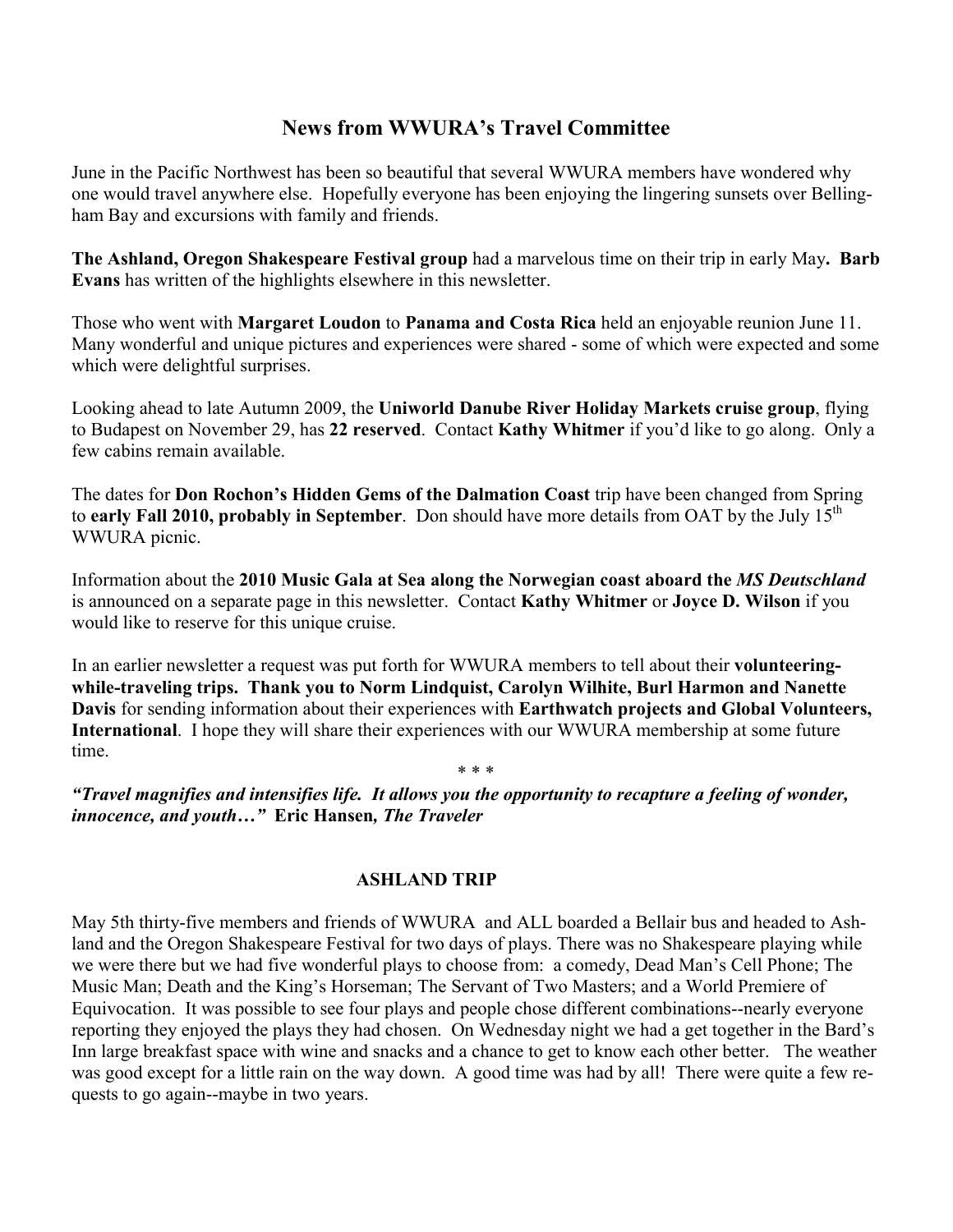## News from WWURA's Travel Committee

June in the Pacific Northwest has been so beautiful that several WWURA members have wondered why one would travel anywhere else. Hopefully everyone has been enjoying the lingering sunsets over Bellingham Bay and excursions with family and friends.

**The Ashland, Oregon Shakespeare Festival group** had a marvelous time on their trip in early May**. Barb Evans** has written of the highlights elsewhere in this newsletter.

Those who went with **Margaret Loudon** to **Panama and Costa Rica** held an enjoyable reunion June 11. Many wonderful and unique pictures and experiences were shared - some of which were expected and some which were delightful surprises.

Looking ahead to late Autumn 2009, the **Uniworld Danube River Holiday Markets cruise group**, flying to Budapest on November 29, has **22 reserved**. Contact **Kathy Whitmer** if you'd like to go along. Only a few cabins remain available.

The dates for **Don Rochon's Hidden Gems of the Dalmation Coast** trip have been changed from Spring to **early Fall 2010, probably in September**. Don should have more details from OAT by the July 15th WWURA picnic.

Information about the **2010 Music Gala at Sea along the Norwegian coast aboard the *MS Deutschland*** is announced on a separate page in this newsletter. Contact **Kathy Whitmer** or **Joyce D. Wilson** if you would like to reserve for this unique cruise.

In an earlier newsletter a request was put forth for WWURA members to tell about their **volunteering-while-traveling trips. Thank you to Norm Lindquist, Carolyn Wilhite, Burl Harmon and Nanette Davis** for sending information about their experiences with **Earthwatch projects and Global Volunteers, International**. I hope they will share their experiences with our WWURA membership at some future time.

\* \* \*

***"Travel magnifies and intensifies life. It allows you the opportunity to recapture a feeling of wonder, innocence, and youth…"*** **Eric Hansen*, The Traveler***

### ASHLAND TRIP

May 5th thirty-five members and friends of WWURA and ALL boarded a Bellair bus and headed to Ashland and the Oregon Shakespeare Festival for two days of plays. There was no Shakespeare playing while we were there but we had five wonderful plays to choose from: a comedy, Dead Man's Cell Phone; The Music Man; Death and the King's Horseman; The Servant of Two Masters; and a World Premiere of Equivocation. It was possible to see four plays and people chose different combinations--nearly everyone reporting they enjoyed the plays they had chosen. On Wednesday night we had a get together in the Bard's Inn large breakfast space with wine and snacks and a chance to get to know each other better. The weather was good except for a little rain on the way down. A good time was had by all! There were quite a few requests to go again--maybe in two years.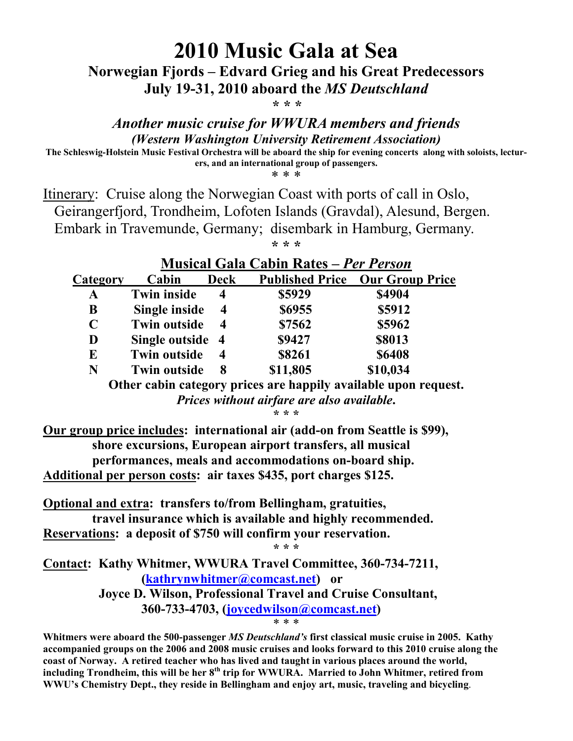# 2010 Music Gala at Sea

## Norwegian Fjords – Edvard Grieg and his Great Predecessors

## July 19-31, 2010 aboard the *MS Deutschland*

\* \* \*

### *Another music cruise for WWURA members and friends*

***(Western Washington University Retirement Association)***

**The Schleswig-Holstein Music Festival Orchestra will be aboard the ship for evening concerts along with soloists, lecturers, and an international group of passengers.**

\* \* \*

Itinerary: Cruise along the Norwegian Coast with ports of call in Oslo, Geirangerfjord, Trondheim, Lofoten Islands (Gravdal), Alesund, Bergen. Embark in Travemunde, Germany; disembark in Hamburg, Germany.

\* \* \*

**Musical Gala Cabin Rates – *Per Person***

| Category | Cabin | Deck | Published Price | Our Group Price |
|---|---|---|---|---|
| A | Twin inside | 4 | $5929 | $4904 |
| B | Single inside | 4 | $6955 | $5912 |
| C | Twin outside | 4 | $7562 | $5962 |
| D | Single outside | 4 | $9427 | $8013 |
| E | Twin outside | 4 | $8261 | $6408 |
| N | Twin outside | 8 | $11,805 | $10,034 |

**Other cabin category prices are happily available upon request.**

***Prices without airfare are also available.***

\* \* \*

**Our group price includes: international air (add-on from Seattle is $99), shore excursions, European airport transfers, all musical performances, meals and accommodations on-board ship.**

**Additional per person costs: air taxes $435, port charges $125.**

**Optional and extra: transfers to/from Bellingham, gratuities, travel insurance which is available and highly recommended.**

**Reservations: a deposit of $750 will confirm your reservation.**

\* \* \*

**Contact: Kathy Whitmer, WWURA Travel Committee, 360-734-7211, (kathrynwhitmer@comcast.net) or**

**Joyce D. Wilson, Professional Travel and Cruise Consultant, 360-733-4703, (joycedwilson@comcast.net)**

\* \* \*

**Whitmers were aboard the 500-passenger *MS Deutschland's* first classical music cruise in 2005. Kathy accompanied groups on the 2006 and 2008 music cruises and looks forward to this 2010 cruise along the coast of Norway. A retired teacher who has lived and taught in various places around the world, including Trondheim, this will be her 8th trip for WWURA. Married to John Whitmer, retired from WWU's Chemistry Dept., they reside in Bellingham and enjoy art, music, traveling and bicycling.**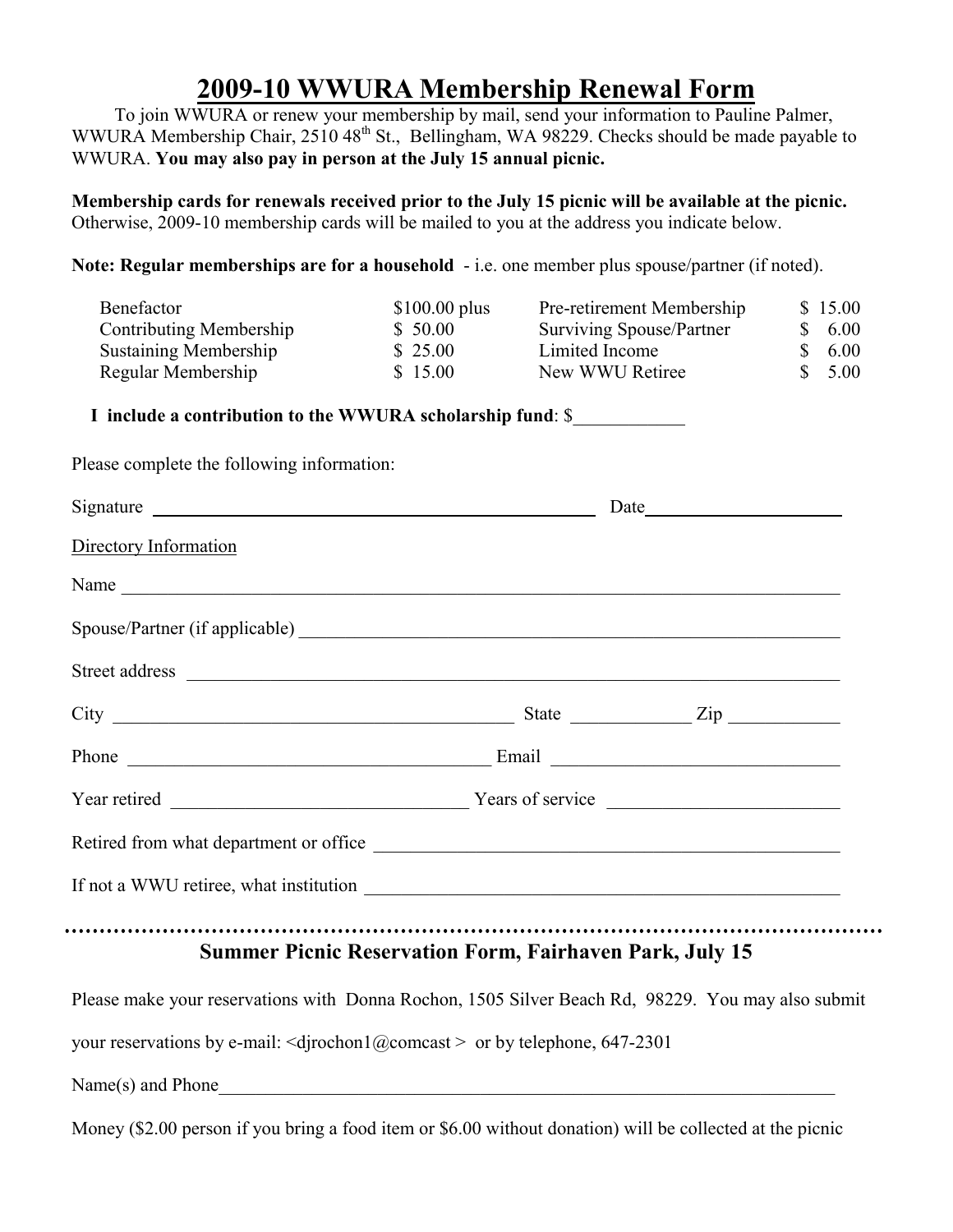# 2009-10 WWURA Membership Renewal Form

To join WWURA or renew your membership by mail, send your information to Pauline Palmer, WWURA Membership Chair, 2510 48th St., Bellingham, WA 98229. Checks should be made payable to WWURA. **You may also pay in person at the July 15 annual picnic.**

**Membership cards for renewals received prior to the July 15 picnic will be available at the picnic.** Otherwise, 2009-10 membership cards will be mailed to you at the address you indicate below.

**Note: Regular memberships are for a household** - i.e. one member plus spouse/partner (if noted).

| | | | |
|---|---|---|---|
| Benefactor | $100.00 plus | Pre-retirement Membership | $ 15.00 |
| Contributing Membership | $ 50.00 | Surviving Spouse/Partner | $ 6.00 |
| Sustaining Membership | $ 25.00 | Limited Income | $ 6.00 |
| Regular Membership | $ 15.00 | New WWU Retiree | $ 5.00 |

**I include a contribution to the WWURA scholarship fund**: $____________

Please complete the following information:

Signature ______________________________ Date ____________________

Directory Information

Name ______________________________________________________________

Spouse/Partner (if applicable) _______________________________________

Street address ______________________________________________________

City ______________________________ State ____________ Zip ____________

Phone ______________________________ Email ______________________________

Year retired ______________________________ Years of service ______________________

Retired from what department or office ______________________________________

If not a WWU retiree, what institution ______________________________________

---

## Summer Picnic Reservation Form, Fairhaven Park, July 15

Please make your reservations with Donna Rochon, 1505 Silver Beach Rd, 98229. You may also submit your reservations by e-mail: <djrochon1@comcast > or by telephone, 647-2301

Name(s) and Phone______________________________________________________

Money ($2.00 person if you bring a food item or $6.00 without donation) will be collected at the picnic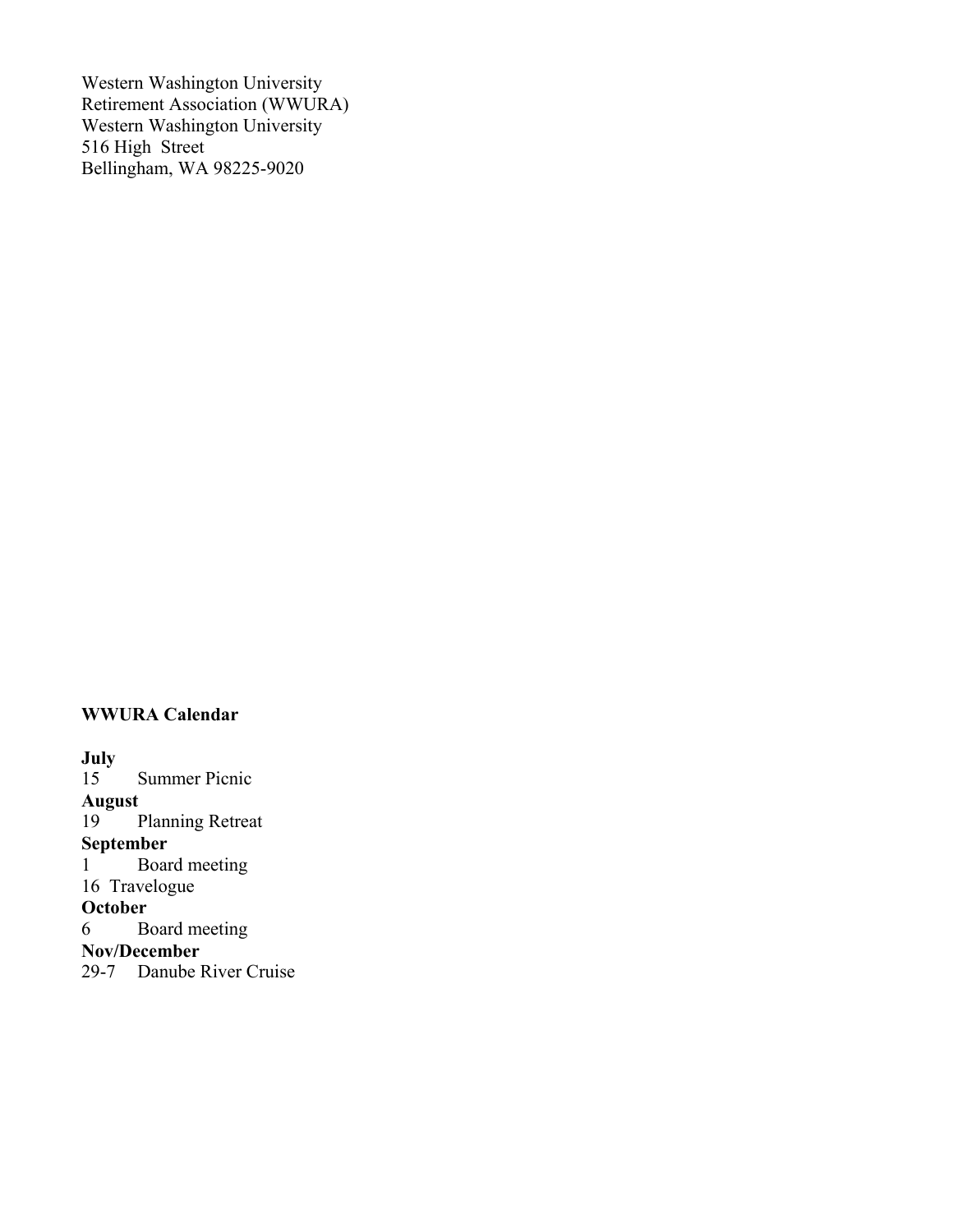Western Washington University
Retirement Association (WWURA)
Western Washington University
516 High Street
Bellingham, WA 98225-9020

**WWURA Calendar**

**July**
15 Summer Picnic
**August**
19 Planning Retreat
**September**
1 Board meeting
16 Travelogue
**October**
6 Board meeting
**Nov/December**
29-7 Danube River Cruise